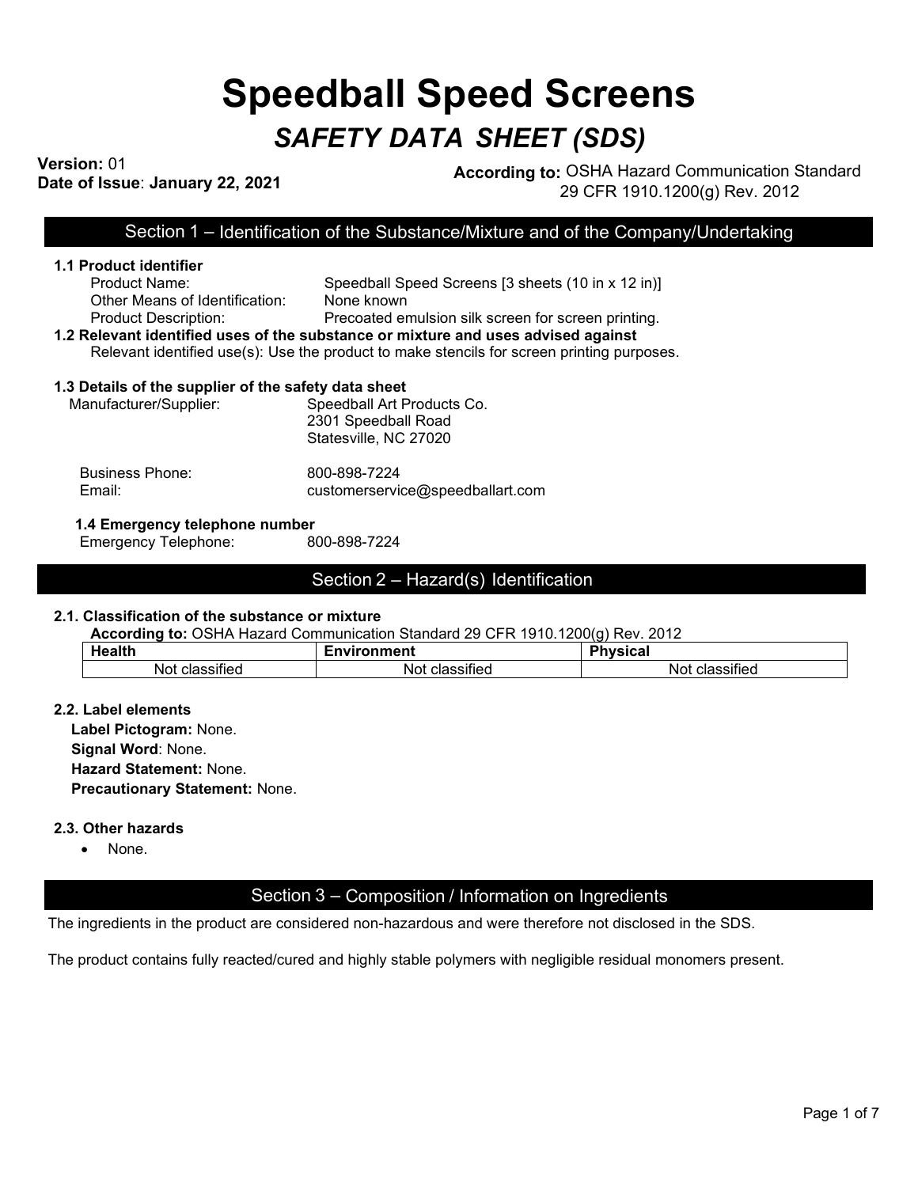# Speedball Speed Screens

## *SAFETY DATA SHEET (SDS)*

**Version:** 01
**Date of Issue**: **January 22, 2021**

**According to:** OSHA Hazard Communication Standard 29 CFR 1910.1200(g) Rev. 2012

## Section 1 – Identification of the Substance/Mixture and of the Company/Undertaking

**1.1 Product identifier**

Product Name: Speedball Speed Screens [3 sheets (10 in x 12 in)]
Other Means of Identification: None known
Product Description: Precoated emulsion silk screen for screen printing.

**1.2 Relevant identified uses of the substance or mixture and uses advised against**

Relevant identified use(s): Use the product to make stencils for screen printing purposes.

**1.3 Details of the supplier of the safety data sheet**

Manufacturer/Supplier: Speedball Art Products Co.
2301 Speedball Road
Statesville, NC 27020

Business Phone: 800-898-7224
Email: customerservice@speedballart.com

**1.4 Emergency telephone number**

Emergency Telephone: 800-898-7224

## Section 2 – Hazard(s) Identification

**2.1. Classification of the substance or mixture**

**According to:** OSHA Hazard Communication Standard 29 CFR 1910.1200(g) Rev. 2012

| Health | Environment | Physical |
|---|---|---|
| Not classified | Not classified | Not classified |

**2.2. Label elements**

**Label Pictogram:** None.
**Signal Word**: None.
**Hazard Statement:** None.
**Precautionary Statement:** None.

**2.3. Other hazards**

- None.

## Section 3 – Composition / Information on Ingredients

The ingredients in the product are considered non-hazardous and were therefore not disclosed in the SDS.

The product contains fully reacted/cured and highly stable polymers with negligible residual monomers present.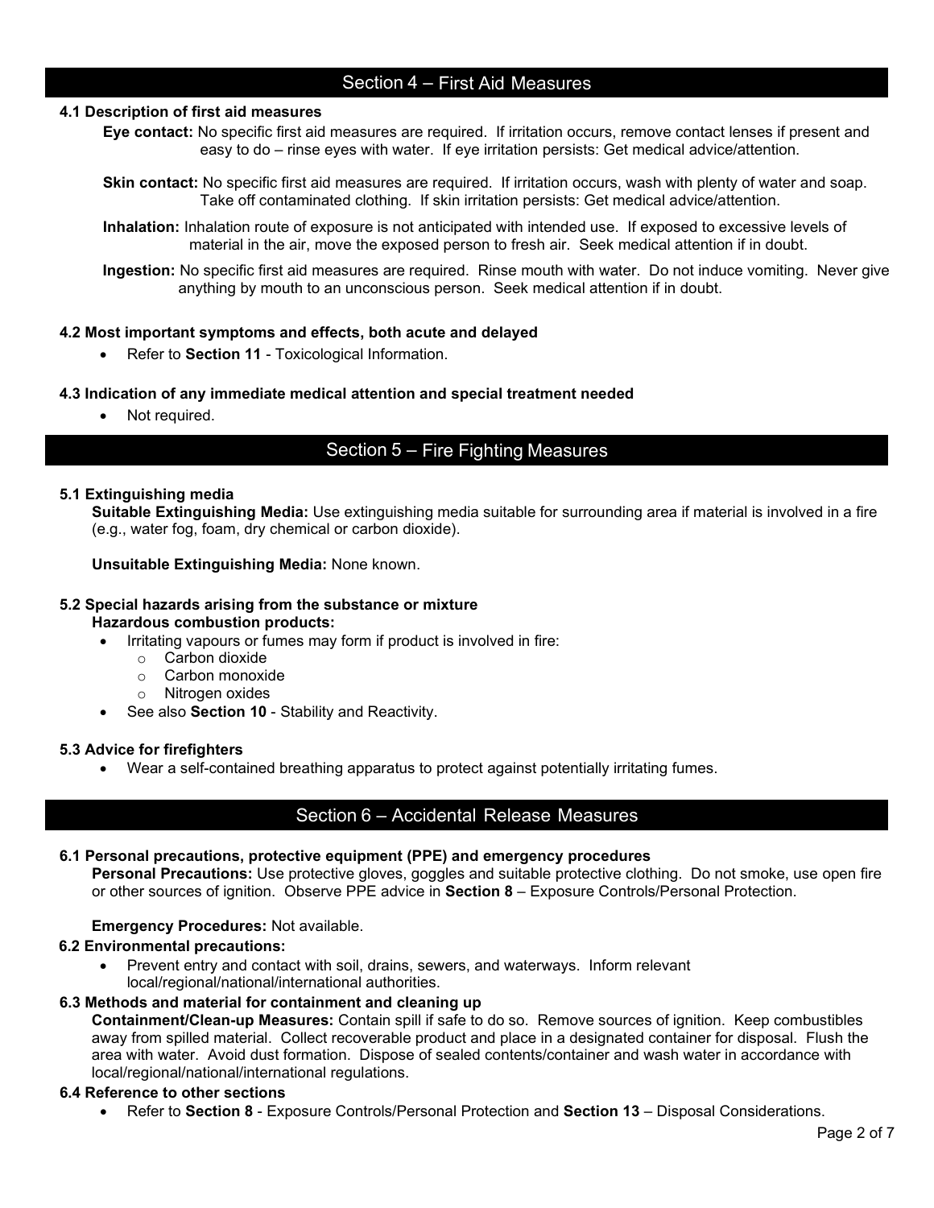## Section 4 – First Aid Measures

### 4.1 Description of first aid measures

**Eye contact:** No specific first aid measures are required. If irritation occurs, remove contact lenses if present and easy to do – rinse eyes with water. If eye irritation persists: Get medical advice/attention.

**Skin contact:** No specific first aid measures are required. If irritation occurs, wash with plenty of water and soap. Take off contaminated clothing. If skin irritation persists: Get medical advice/attention.

**Inhalation:** Inhalation route of exposure is not anticipated with intended use. If exposed to excessive levels of material in the air, move the exposed person to fresh air. Seek medical attention if in doubt.

**Ingestion:** No specific first aid measures are required. Rinse mouth with water. Do not induce vomiting. Never give anything by mouth to an unconscious person. Seek medical attention if in doubt.

### 4.2 Most important symptoms and effects, both acute and delayed

- Refer to **Section 11** - Toxicological Information.

### 4.3 Indication of any immediate medical attention and special treatment needed

- Not required.

## Section 5 – Fire Fighting Measures

### 5.1 Extinguishing media

**Suitable Extinguishing Media:** Use extinguishing media suitable for surrounding area if material is involved in a fire (e.g., water fog, foam, dry chemical or carbon dioxide).

**Unsuitable Extinguishing Media:** None known.

### 5.2 Special hazards arising from the substance or mixture

**Hazardous combustion products:**

- Irritating vapours or fumes may form if product is involved in fire:
  - Carbon dioxide
  - Carbon monoxide
  - Nitrogen oxides
- See also **Section 10** - Stability and Reactivity.

### 5.3 Advice for firefighters

- Wear a self-contained breathing apparatus to protect against potentially irritating fumes.

## Section 6 – Accidental Release Measures

### 6.1 Personal precautions, protective equipment (PPE) and emergency procedures

**Personal Precautions:** Use protective gloves, goggles and suitable protective clothing. Do not smoke, use open fire or other sources of ignition. Observe PPE advice in **Section 8** – Exposure Controls/Personal Protection.

**Emergency Procedures:** Not available.

### 6.2 Environmental precautions:

- Prevent entry and contact with soil, drains, sewers, and waterways. Inform relevant local/regional/national/international authorities.

### 6.3 Methods and material for containment and cleaning up

**Containment/Clean-up Measures:** Contain spill if safe to do so. Remove sources of ignition. Keep combustibles away from spilled material. Collect recoverable product and place in a designated container for disposal. Flush the area with water. Avoid dust formation. Dispose of sealed contents/container and wash water in accordance with local/regional/national/international regulations.

### 6.4 Reference to other sections

- Refer to **Section 8** - Exposure Controls/Personal Protection and **Section 13** – Disposal Considerations.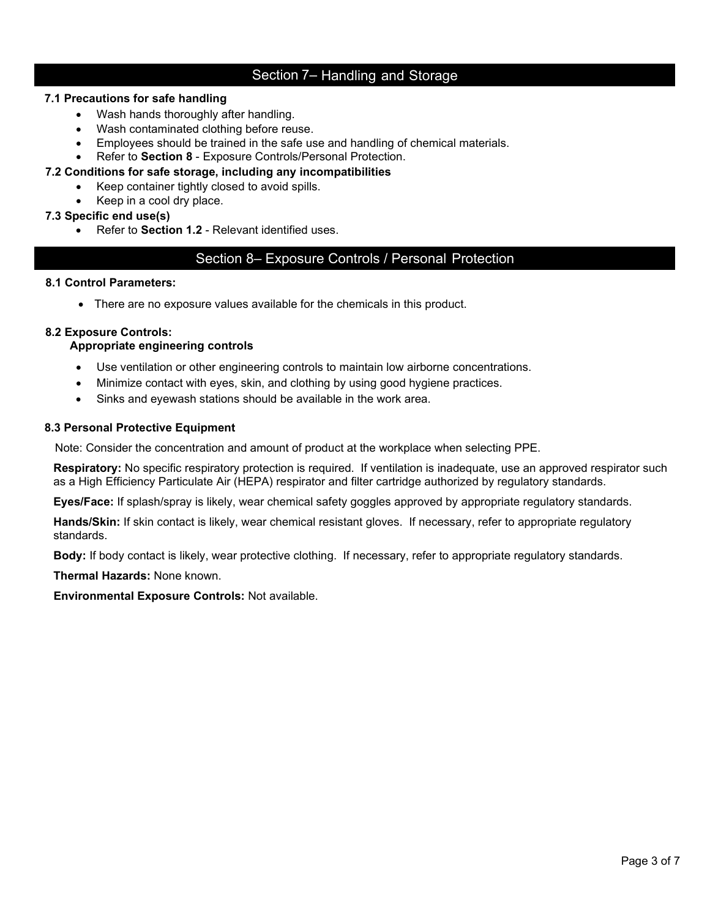## Section 7– Handling and Storage

**7.1 Precautions for safe handling**

- Wash hands thoroughly after handling.
- Wash contaminated clothing before reuse.
- Employees should be trained in the safe use and handling of chemical materials.
- Refer to **Section 8** - Exposure Controls/Personal Protection.

**7.2 Conditions for safe storage, including any incompatibilities**

- Keep container tightly closed to avoid spills.
- Keep in a cool dry place.

**7.3 Specific end use(s)**

- Refer to **Section 1.2** - Relevant identified uses.

## Section 8– Exposure Controls / Personal Protection

**8.1 Control Parameters:**

- There are no exposure values available for the chemicals in this product.

**8.2 Exposure Controls:**

**Appropriate engineering controls**

- Use ventilation or other engineering controls to maintain low airborne concentrations.
- Minimize contact with eyes, skin, and clothing by using good hygiene practices.
- Sinks and eyewash stations should be available in the work area.

**8.3 Personal Protective Equipment**

Note: Consider the concentration and amount of product at the workplace when selecting PPE.

**Respiratory:** No specific respiratory protection is required. If ventilation is inadequate, use an approved respirator such as a High Efficiency Particulate Air (HEPA) respirator and filter cartridge authorized by regulatory standards.

**Eyes/Face:** If splash/spray is likely, wear chemical safety goggles approved by appropriate regulatory standards.

**Hands/Skin:** If skin contact is likely, wear chemical resistant gloves. If necessary, refer to appropriate regulatory standards.

**Body:** If body contact is likely, wear protective clothing. If necessary, refer to appropriate regulatory standards.

**Thermal Hazards:** None known.

**Environmental Exposure Controls:** Not available.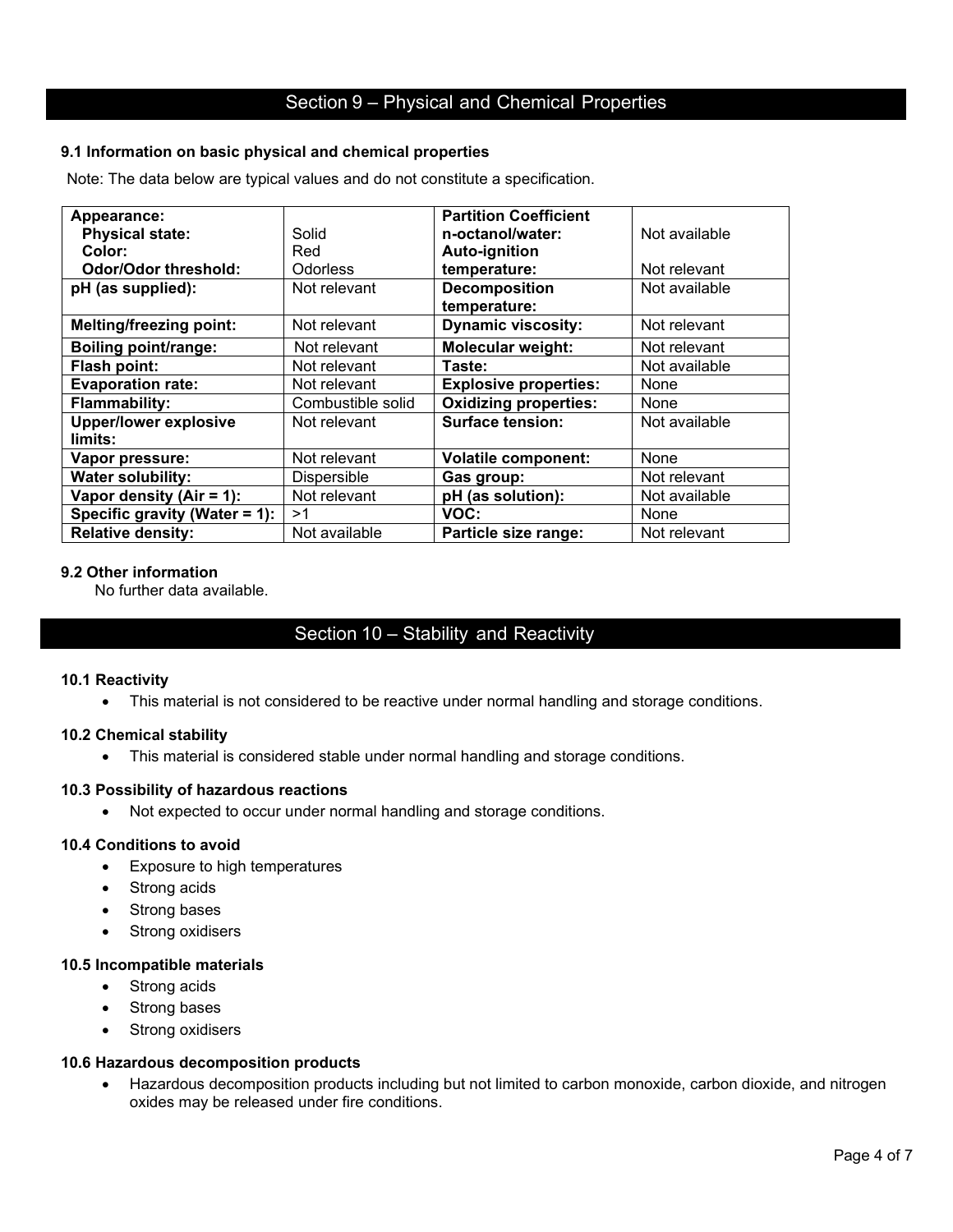## Section 9 – Physical and Chemical Properties

### 9.1 Information on basic physical and chemical properties

Note: The data below are typical values and do not constitute a specification.

| | | | |
|---|---|---|---|
| **Appearance:**<br>**Physical state:**<br>**Color:**<br>**Odor/Odor threshold:** | <br>Solid<br>Red<br>Odorless | **Partition Coefficient n-octanol/water:**<br>**Auto-ignition temperature:** | Not available<br><br>Not relevant |
| **pH (as supplied):** | Not relevant | **Decomposition temperature:** | Not available |
| **Melting/freezing point:** | Not relevant | **Dynamic viscosity:** | Not relevant |
| **Boiling point/range:** | Not relevant | **Molecular weight:** | Not relevant |
| **Flash point:** | Not relevant | **Taste:** | Not available |
| **Evaporation rate:** | Not relevant | **Explosive properties:** | None |
| **Flammability:** | Combustible solid | **Oxidizing properties:** | None |
| **Upper/lower explosive limits:** | Not relevant | **Surface tension:** | Not available |
| **Vapor pressure:** | Not relevant | **Volatile component:** | None |
| **Water solubility:** | Dispersible | **Gas group:** | Not relevant |
| **Vapor density (Air = 1):** | Not relevant | **pH (as solution):** | Not available |
| **Specific gravity (Water = 1):** | >1 | **VOC:** | None |
| **Relative density:** | Not available | **Particle size range:** | Not relevant |

### 9.2 Other information

No further data available.

## Section 10 – Stability and Reactivity

### 10.1 Reactivity

- This material is not considered to be reactive under normal handling and storage conditions.

### 10.2 Chemical stability

- This material is considered stable under normal handling and storage conditions.

### 10.3 Possibility of hazardous reactions

- Not expected to occur under normal handling and storage conditions.

### 10.4 Conditions to avoid

- Exposure to high temperatures
- Strong acids
- Strong bases
- Strong oxidisers

### 10.5 Incompatible materials

- Strong acids
- Strong bases
- Strong oxidisers

### 10.6 Hazardous decomposition products

- Hazardous decomposition products including but not limited to carbon monoxide, carbon dioxide, and nitrogen oxides may be released under fire conditions.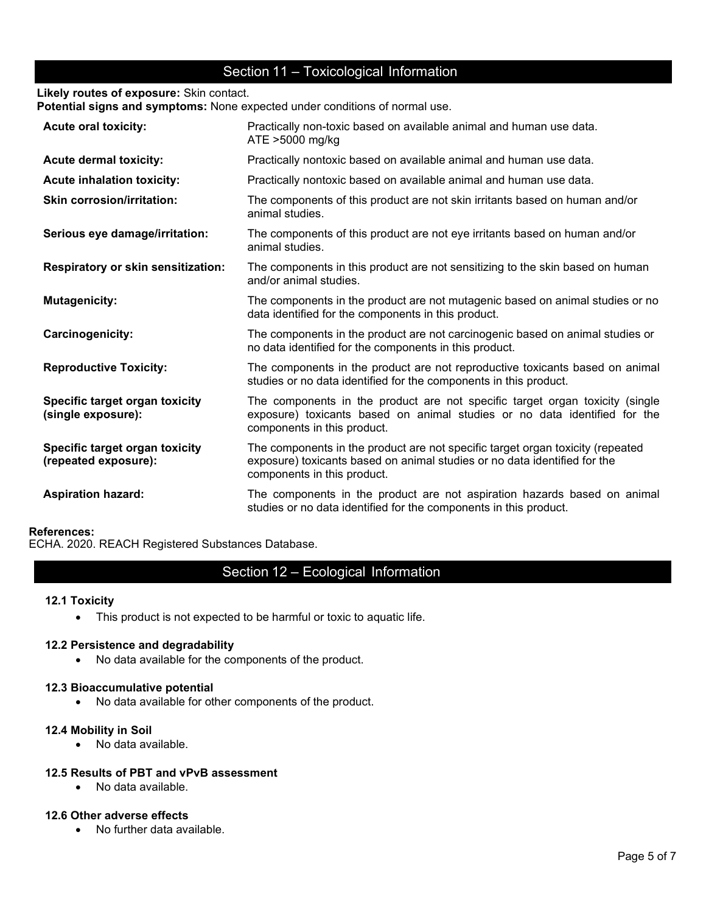## Section 11 – Toxicological Information

**Likely routes of exposure:** Skin contact.
**Potential signs and symptoms:** None expected under conditions of normal use.

| | |
|---|---|
| **Acute oral toxicity:** | Practically non-toxic based on available animal and human use data. ATE >5000 mg/kg |
| **Acute dermal toxicity:** | Practically nontoxic based on available animal and human use data. |
| **Acute inhalation toxicity:** | Practically nontoxic based on available animal and human use data. |
| **Skin corrosion/irritation:** | The components of this product are not skin irritants based on human and/or animal studies. |
| **Serious eye damage/irritation:** | The components of this product are not eye irritants based on human and/or animal studies. |
| **Respiratory or skin sensitization:** | The components in this product are not sensitizing to the skin based on human and/or animal studies. |
| **Mutagenicity:** | The components in the product are not mutagenic based on animal studies or no data identified for the components in this product. |
| **Carcinogenicity:** | The components in the product are not carcinogenic based on animal studies or no data identified for the components in this product. |
| **Reproductive Toxicity:** | The components in the product are not reproductive toxicants based on animal studies or no data identified for the components in this product. |
| **Specific target organ toxicity (single exposure):** | The components in the product are not specific target organ toxicity (single exposure) toxicants based on animal studies or no data identified for the components in this product. |
| **Specific target organ toxicity (repeated exposure):** | The components in the product are not specific target organ toxicity (repeated exposure) toxicants based on animal studies or no data identified for the components in this product. |
| **Aspiration hazard:** | The components in the product are not aspiration hazards based on animal studies or no data identified for the components in this product. |

**References:**
ECHA. 2020. REACH Registered Substances Database.

## Section 12 – Ecological Information

### 12.1 Toxicity

- This product is not expected to be harmful or toxic to aquatic life.

### 12.2 Persistence and degradability

- No data available for the components of the product.

### 12.3 Bioaccumulative potential

- No data available for other components of the product.

### 12.4 Mobility in Soil

- No data available.

### 12.5 Results of PBT and vPvB assessment

- No data available.

### 12.6 Other adverse effects

- No further data available.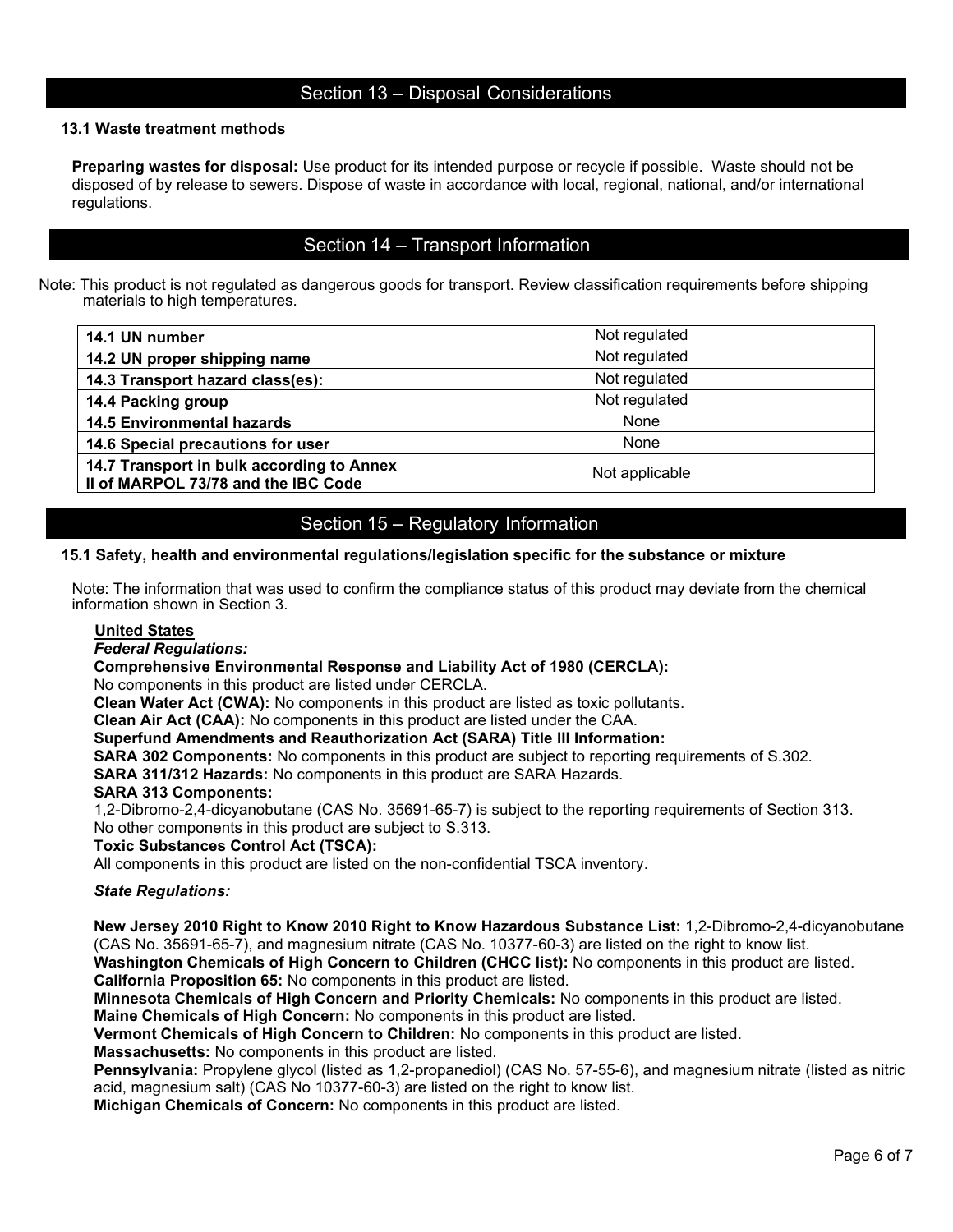## Section 13 – Disposal Considerations

### 13.1 Waste treatment methods

**Preparing wastes for disposal:** Use product for its intended purpose or recycle if possible. Waste should not be disposed of by release to sewers. Dispose of waste in accordance with local, regional, national, and/or international regulations.

## Section 14 – Transport Information

Note: This product is not regulated as dangerous goods for transport. Review classification requirements before shipping materials to high temperatures.

| | |
|---|---|
| **14.1 UN number** | Not regulated |
| **14.2 UN proper shipping name** | Not regulated |
| **14.3 Transport hazard class(es):** | Not regulated |
| **14.4 Packing group** | Not regulated |
| **14.5 Environmental hazards** | None |
| **14.6 Special precautions for user** | None |
| **14.7 Transport in bulk according to Annex II of MARPOL 73/78 and the IBC Code** | Not applicable |

## Section 15 – Regulatory Information

### 15.1 Safety, health and environmental regulations/legislation specific for the substance or mixture

Note: The information that was used to confirm the compliance status of this product may deviate from the chemical information shown in Section 3.

**United States**

***Federal Regulations:***

**Comprehensive Environmental Response and Liability Act of 1980 (CERCLA):**
No components in this product are listed under CERCLA.

**Clean Water Act (CWA):** No components in this product are listed as toxic pollutants.

**Clean Air Act (CAA):** No components in this product are listed under the CAA.

**Superfund Amendments and Reauthorization Act (SARA) Title III Information:**

**SARA 302 Components:** No components in this product are subject to reporting requirements of S.302.

**SARA 311/312 Hazards:** No components in this product are SARA Hazards.

**SARA 313 Components:**
1,2-Dibromo-2,4-dicyanobutane (CAS No. 35691-65-7) is subject to the reporting requirements of Section 313. No other components in this product are subject to S.313.

**Toxic Substances Control Act (TSCA):**
All components in this product are listed on the non-confidential TSCA inventory.

***State Regulations:***

**New Jersey 2010 Right to Know 2010 Right to Know Hazardous Substance List:** 1,2-Dibromo-2,4-dicyanobutane (CAS No. 35691-65-7), and magnesium nitrate (CAS No. 10377-60-3) are listed on the right to know list.

**Washington Chemicals of High Concern to Children (CHCC list):** No components in this product are listed.

**California Proposition 65:** No components in this product are listed.

**Minnesota Chemicals of High Concern and Priority Chemicals:** No components in this product are listed.

**Maine Chemicals of High Concern:** No components in this product are listed.

**Vermont Chemicals of High Concern to Children:** No components in this product are listed.

**Massachusetts:** No components in this product are listed.

**Pennsylvania:** Propylene glycol (listed as 1,2-propanediol) (CAS No. 57-55-6), and magnesium nitrate (listed as nitric acid, magnesium salt) (CAS No 10377-60-3) are listed on the right to know list.

**Michigan Chemicals of Concern:** No components in this product are listed.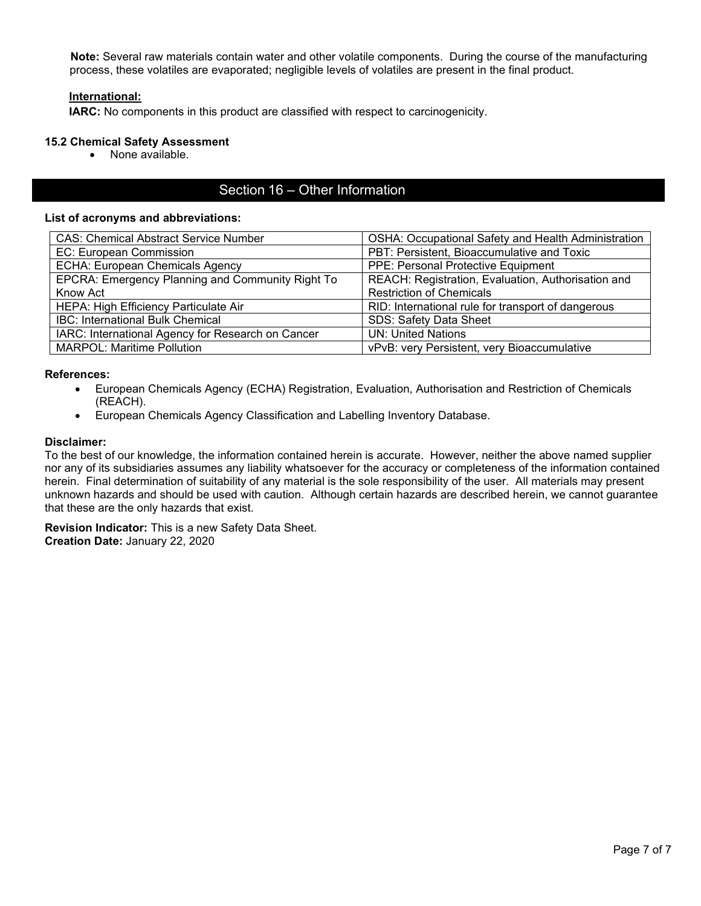**Note:** Several raw materials contain water and other volatile components. During the course of the manufacturing process, these volatiles are evaporated; negligible levels of volatiles are present in the final product.

**International:**

**IARC:** No components in this product are classified with respect to carcinogenicity.

### 15.2 Chemical Safety Assessment

- None available.

## Section 16 – Other Information

**List of acronyms and abbreviations:**

| | |
|---|---|
| CAS: Chemical Abstract Service Number | OSHA: Occupational Safety and Health Administration |
| EC: European Commission | PBT: Persistent, Bioaccumulative and Toxic |
| ECHA: European Chemicals Agency | PPE: Personal Protective Equipment |
| EPCRA: Emergency Planning and Community Right To Know Act | REACH: Registration, Evaluation, Authorisation and Restriction of Chemicals |
| HEPA: High Efficiency Particulate Air | RID: International rule for transport of dangerous |
| IBC: International Bulk Chemical | SDS: Safety Data Sheet |
| IARC: International Agency for Research on Cancer | UN: United Nations |
| MARPOL: Maritime Pollution | vPvB: very Persistent, very Bioaccumulative |

**References:**

- European Chemicals Agency (ECHA) Registration, Evaluation, Authorisation and Restriction of Chemicals (REACH).
- European Chemicals Agency Classification and Labelling Inventory Database.

**Disclaimer:**

To the best of our knowledge, the information contained herein is accurate. However, neither the above named supplier nor any of its subsidiaries assumes any liability whatsoever for the accuracy or completeness of the information contained herein. Final determination of suitability of any material is the sole responsibility of the user. All materials may present unknown hazards and should be used with caution. Although certain hazards are described herein, we cannot guarantee that these are the only hazards that exist.

**Revision Indicator:** This is a new Safety Data Sheet.
**Creation Date:** January 22, 2020